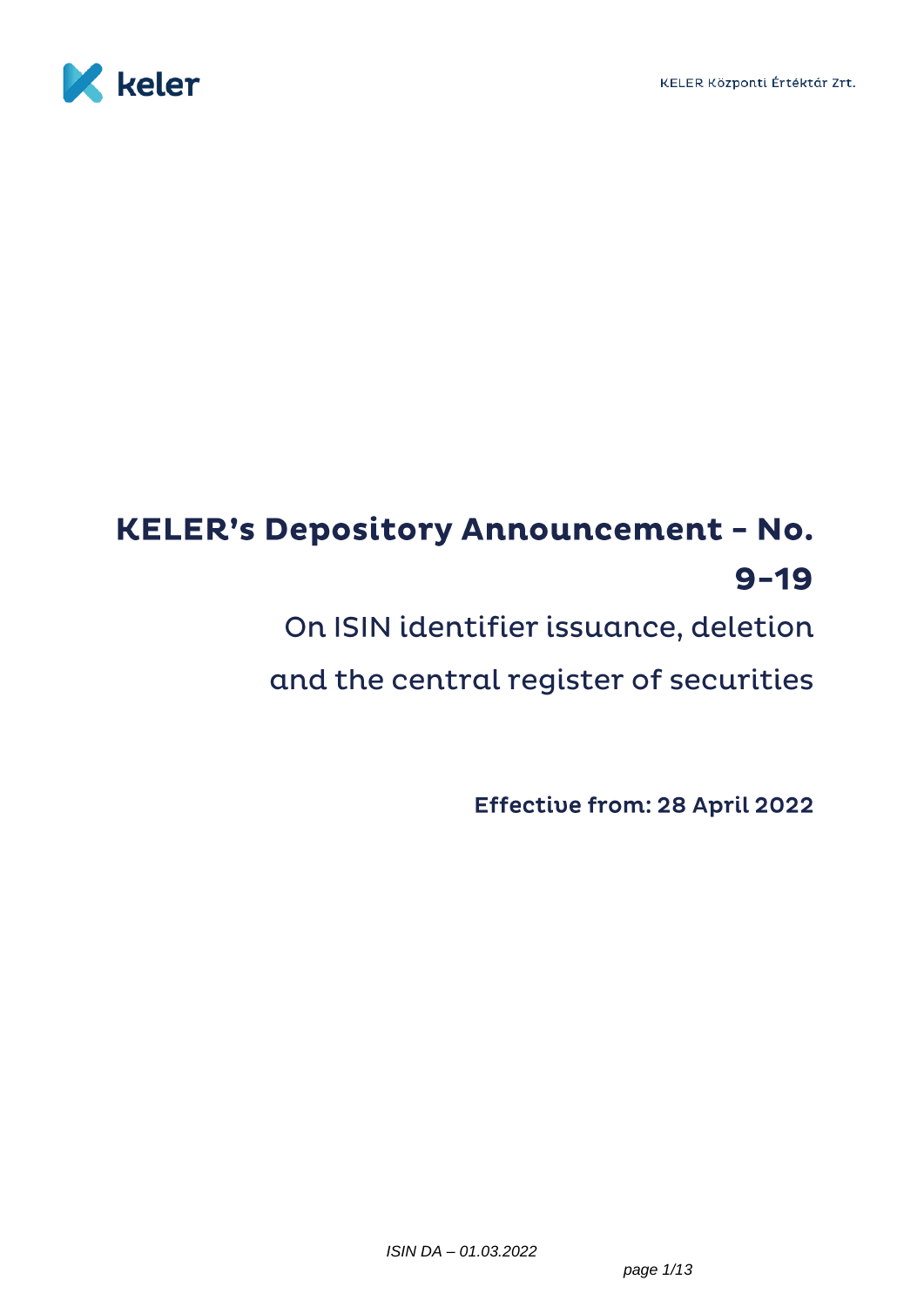# KELER's Depository Announcement - No. 9-19

## On ISIN identifier issuance, deletion and the central register of securities

**Effective from: 28 April 2022**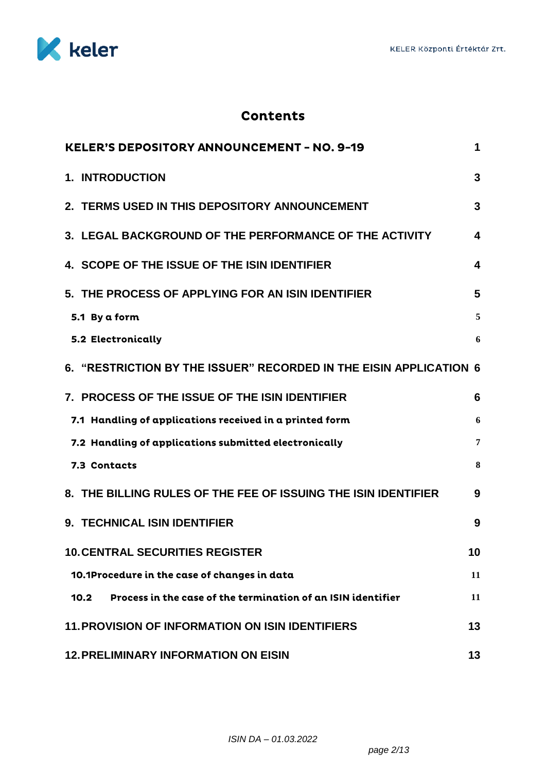# Contents

| | |
|---|---|
| **KELER'S DEPOSITORY ANNOUNCEMENT – NO. 9-19** | 1 |
| **1. INTRODUCTION** | 3 |
| **2. TERMS USED IN THIS DEPOSITORY ANNOUNCEMENT** | 3 |
| **3. LEGAL BACKGROUND OF THE PERFORMANCE OF THE ACTIVITY** | 4 |
| **4. SCOPE OF THE ISSUE OF THE ISIN IDENTIFIER** | 4 |
| **5. THE PROCESS OF APPLYING FOR AN ISIN IDENTIFIER** | 5 |
| 5.1 By a form | 5 |
| 5.2 Electronically | 6 |
| **6. "RESTRICTION BY THE ISSUER" RECORDED IN THE EISIN APPLICATION** | 6 |
| **7. PROCESS OF THE ISSUE OF THE ISIN IDENTIFIER** | 6 |
| 7.1 Handling of applications received in a printed form | 6 |
| 7.2 Handling of applications submitted electronically | 7 |
| 7.3 Contacts | 8 |
| **8. THE BILLING RULES OF THE FEE OF ISSUING THE ISIN IDENTIFIER** | 9 |
| **9. TECHNICAL ISIN IDENTIFIER** | 9 |
| **10. CENTRAL SECURITIES REGISTER** | 10 |
| 10.1 Procedure in the case of changes in data | 11 |
| 10.2 Process in the case of the termination of an ISIN identifier | 11 |
| **11. PROVISION OF INFORMATION ON ISIN IDENTIFIERS** | 13 |
| **12. PRELIMINARY INFORMATION ON EISIN** | 13 |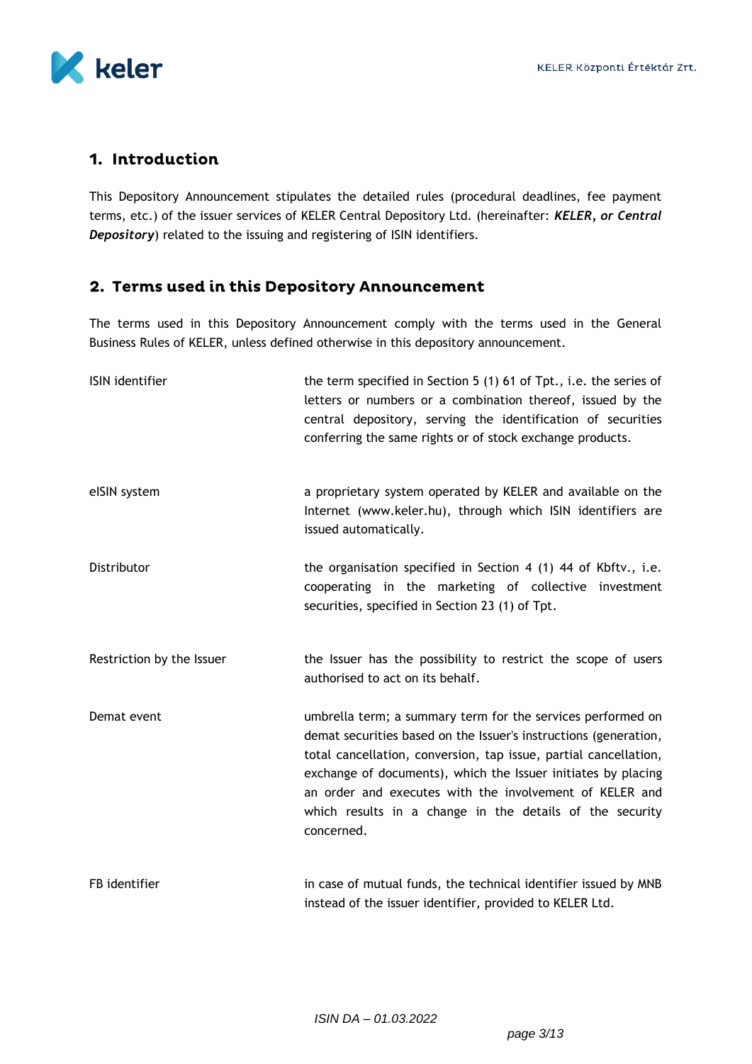## 1. Introduction

This Depository Announcement stipulates the detailed rules (procedural deadlines, fee payment terms, etc.) of the issuer services of KELER Central Depository Ltd. (hereinafter: ***KELER*, *or Central Depository***) related to the issuing and registering of ISIN identifiers.

## 2. Terms used in this Depository Announcement

The terms used in this Depository Announcement comply with the terms used in the General Business Rules of KELER, unless defined otherwise in this depository announcement.

| | |
|---|---|
| ISIN identifier | the term specified in Section 5 (1) 61 of Tpt., i.e. the series of letters or numbers or a combination thereof, issued by the central depository, serving the identification of securities conferring the same rights or of stock exchange products. |
| eISIN system | a proprietary system operated by KELER and available on the Internet (www.keler.hu), through which ISIN identifiers are issued automatically. |
| Distributor | the organisation specified in Section 4 (1) 44 of Kbftv., i.e. cooperating in the marketing of collective investment securities, specified in Section 23 (1) of Tpt. |
| Restriction by the Issuer | the Issuer has the possibility to restrict the scope of users authorised to act on its behalf. |
| Demat event | umbrella term; a summary term for the services performed on demat securities based on the Issuer's instructions (generation, total cancellation, conversion, tap issue, partial cancellation, exchange of documents), which the Issuer initiates by placing an order and executes with the involvement of KELER and which results in a change in the details of the security concerned. |
| FB identifier | in case of mutual funds, the technical identifier issued by MNB instead of the issuer identifier, provided to KELER Ltd. |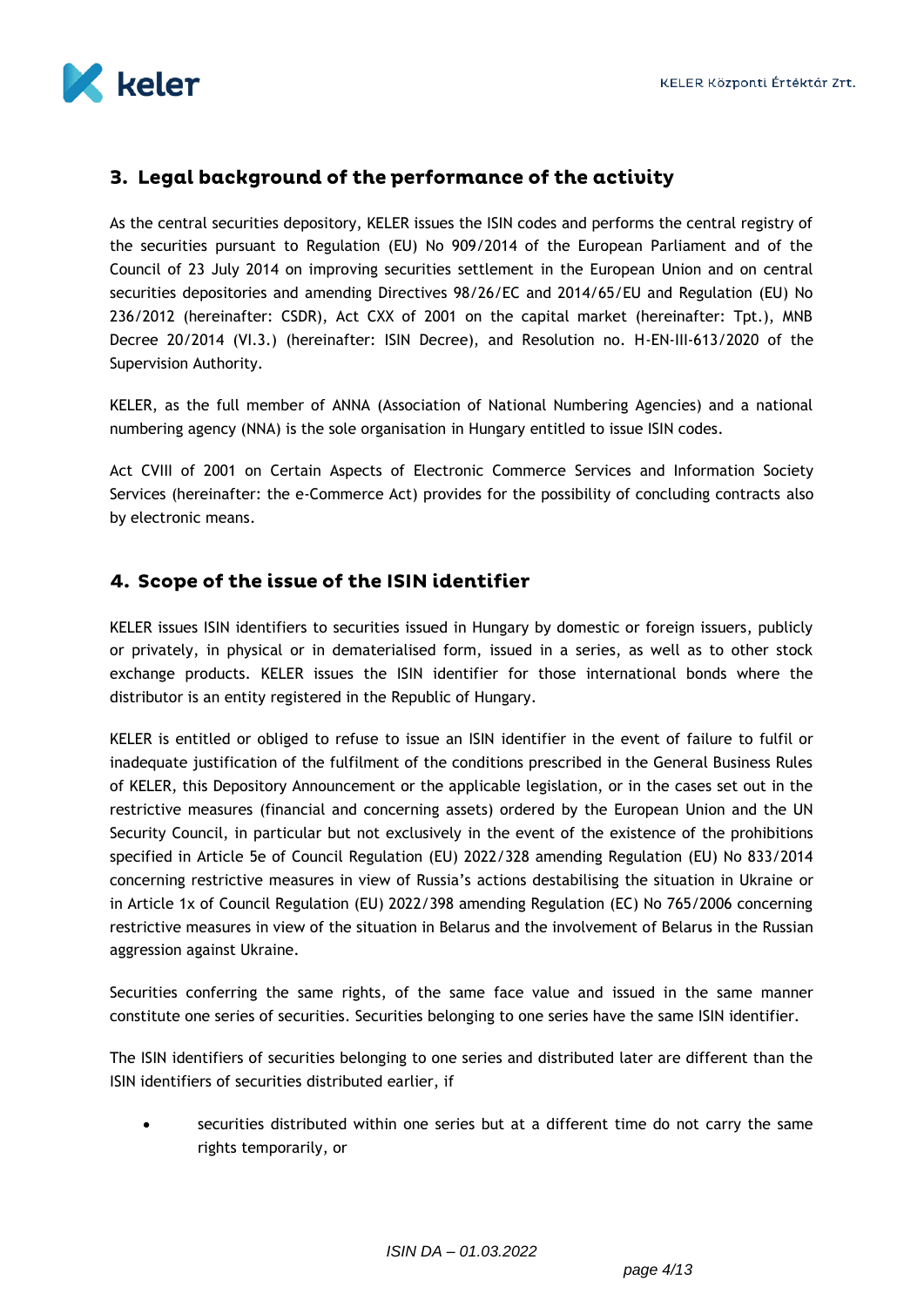## 3. Legal background of the performance of the activity

As the central securities depository, KELER issues the ISIN codes and performs the central registry of the securities pursuant to Regulation (EU) No 909/2014 of the European Parliament and of the Council of 23 July 2014 on improving securities settlement in the European Union and on central securities depositories and amending Directives 98/26/EC and 2014/65/EU and Regulation (EU) No 236/2012 (hereinafter: CSDR), Act CXX of 2001 on the capital market (hereinafter: Tpt.), MNB Decree 20/2014 (VI.3.) (hereinafter: ISIN Decree), and Resolution no. H-EN-III-613/2020 of the Supervision Authority.

KELER, as the full member of ANNA (Association of National Numbering Agencies) and a national numbering agency (NNA) is the sole organisation in Hungary entitled to issue ISIN codes.

Act CVIII of 2001 on Certain Aspects of Electronic Commerce Services and Information Society Services (hereinafter: the e-Commerce Act) provides for the possibility of concluding contracts also by electronic means.

## 4. Scope of the issue of the ISIN identifier

KELER issues ISIN identifiers to securities issued in Hungary by domestic or foreign issuers, publicly or privately, in physical or in dematerialised form, issued in a series, as well as to other stock exchange products. KELER issues the ISIN identifier for those international bonds where the distributor is an entity registered in the Republic of Hungary.

KELER is entitled or obliged to refuse to issue an ISIN identifier in the event of failure to fulfil or inadequate justification of the fulfilment of the conditions prescribed in the General Business Rules of KELER, this Depository Announcement or the applicable legislation, or in the cases set out in the restrictive measures (financial and concerning assets) ordered by the European Union and the UN Security Council, in particular but not exclusively in the event of the existence of the prohibitions specified in Article 5e of Council Regulation (EU) 2022/328 amending Regulation (EU) No 833/2014 concerning restrictive measures in view of Russia's actions destabilising the situation in Ukraine or in Article 1x of Council Regulation (EU) 2022/398 amending Regulation (EC) No 765/2006 concerning restrictive measures in view of the situation in Belarus and the involvement of Belarus in the Russian aggression against Ukraine.

Securities conferring the same rights, of the same face value and issued in the same manner constitute one series of securities. Securities belonging to one series have the same ISIN identifier.

The ISIN identifiers of securities belonging to one series and distributed later are different than the ISIN identifiers of securities distributed earlier, if

- securities distributed within one series but at a different time do not carry the same rights temporarily, or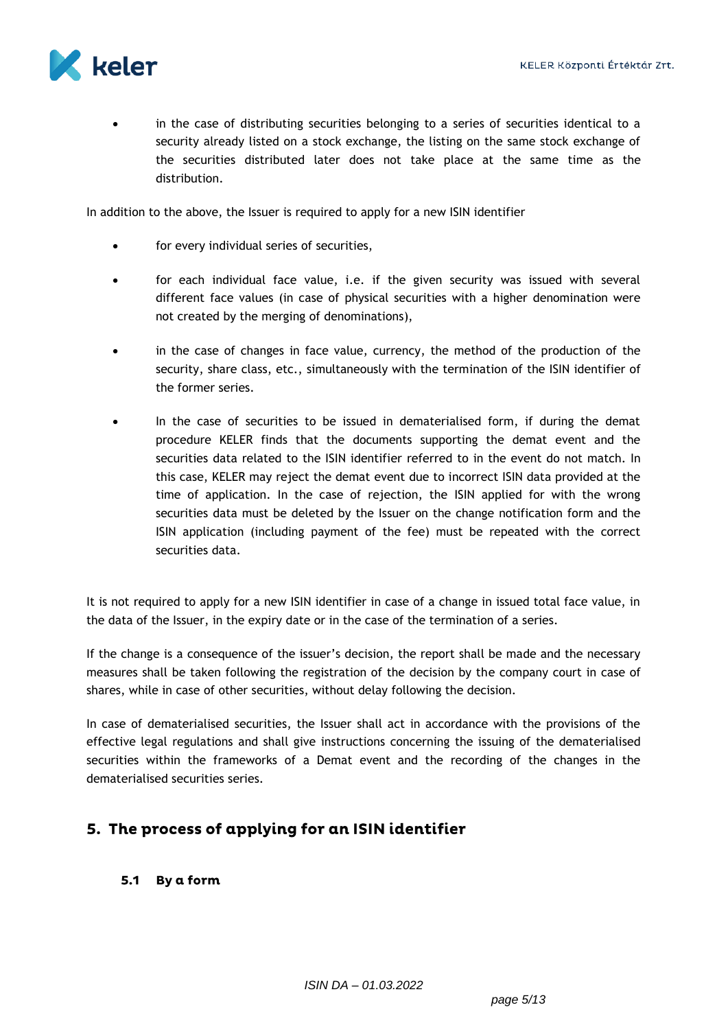- in the case of distributing securities belonging to a series of securities identical to a security already listed on a stock exchange, the listing on the same stock exchange of the securities distributed later does not take place at the same time as the distribution.

In addition to the above, the Issuer is required to apply for a new ISIN identifier

- for every individual series of securities,
- for each individual face value, i.e. if the given security was issued with several different face values (in case of physical securities with a higher denomination were not created by the merging of denominations),
- in the case of changes in face value, currency, the method of the production of the security, share class, etc., simultaneously with the termination of the ISIN identifier of the former series.
- In the case of securities to be issued in dematerialised form, if during the demat procedure KELER finds that the documents supporting the demat event and the securities data related to the ISIN identifier referred to in the event do not match. In this case, KELER may reject the demat event due to incorrect ISIN data provided at the time of application. In the case of rejection, the ISIN applied for with the wrong securities data must be deleted by the Issuer on the change notification form and the ISIN application (including payment of the fee) must be repeated with the correct securities data.

It is not required to apply for a new ISIN identifier in case of a change in issued total face value, in the data of the Issuer, in the expiry date or in the case of the termination of a series.

If the change is a consequence of the issuer's decision, the report shall be made and the necessary measures shall be taken following the registration of the decision by the company court in case of shares, while in case of other securities, without delay following the decision.

In case of dematerialised securities, the Issuer shall act in accordance with the provisions of the effective legal regulations and shall give instructions concerning the issuing of the dematerialised securities within the frameworks of a Demat event and the recording of the changes in the dematerialised securities series.

## 5. The process of applying for an ISIN identifier

### 5.1 By a form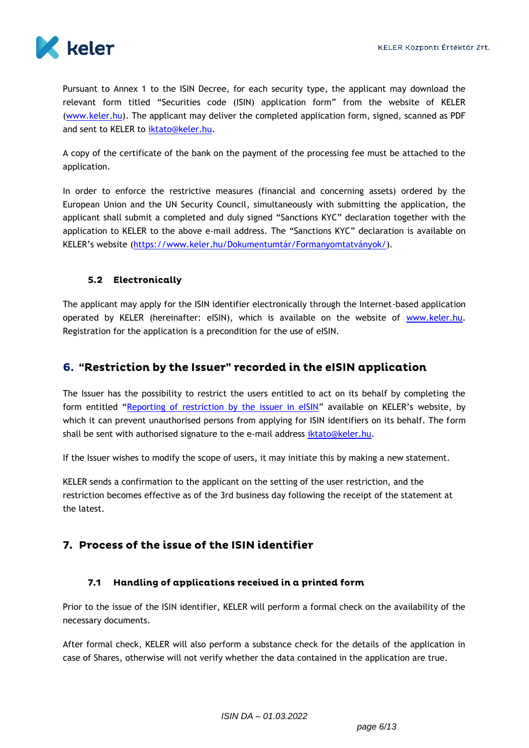Pursuant to Annex 1 to the ISIN Decree, for each security type, the applicant may download the relevant form titled "Securities code (ISIN) application form" from the website of KELER ([www.keler.hu](http://www.keler.hu)). The applicant may deliver the completed application form, signed, scanned as PDF and sent to KELER to [iktato@keler.hu](mailto:iktato@keler.hu).

A copy of the certificate of the bank on the payment of the processing fee must be attached to the application.

In order to enforce the restrictive measures (financial and concerning assets) ordered by the European Union and the UN Security Council, simultaneously with submitting the application, the applicant shall submit a completed and duly signed "Sanctions KYC" declaration together with the application to KELER to the above e-mail address. The "Sanctions KYC" declaration is available on KELER's website ([https://www.keler.hu/Dokumentumtár/Formanyomtatványok/](https://www.keler.hu/Dokumentumtár/Formanyomtatványok/)).

### 5.2 Electronically

The applicant may apply for the ISIN identifier electronically through the Internet-based application operated by KELER (hereinafter: eISIN), which is available on the website of [www.keler.hu](http://www.keler.hu). Registration for the application is a precondition for the use of eISIN.

## 6. "Restriction by the Issuer" recorded in the eISIN application

The Issuer has the possibility to restrict the users entitled to act on its behalf by completing the form entitled "Reporting of restriction by the issuer in eISIN" available on KELER's website, by which it can prevent unauthorised persons from applying for ISIN identifiers on its behalf. The form shall be sent with authorised signature to the e-mail address [iktato@keler.hu](mailto:iktato@keler.hu).

If the Issuer wishes to modify the scope of users, it may initiate this by making a new statement.

KELER sends a confirmation to the applicant on the setting of the user restriction, and the restriction becomes effective as of the 3rd business day following the receipt of the statement at the latest.

## 7. Process of the issue of the ISIN identifier

### 7.1 Handling of applications received in a printed form

Prior to the issue of the ISIN identifier, KELER will perform a formal check on the availability of the necessary documents.

After formal check, KELER will also perform a substance check for the details of the application in case of Shares, otherwise will not verify whether the data contained in the application are true.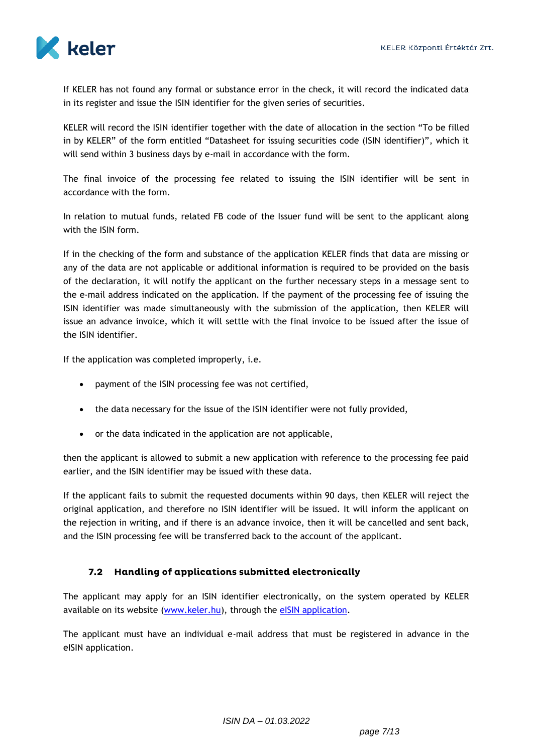If KELER has not found any formal or substance error in the check, it will record the indicated data in its register and issue the ISIN identifier for the given series of securities.

KELER will record the ISIN identifier together with the date of allocation in the section "To be filled in by KELER" of the form entitled "Datasheet for issuing securities code (ISIN identifier)", which it will send within 3 business days by e-mail in accordance with the form.

The final invoice of the processing fee related to issuing the ISIN identifier will be sent in accordance with the form.

In relation to mutual funds, related FB code of the Issuer fund will be sent to the applicant along with the ISIN form.

If in the checking of the form and substance of the application KELER finds that data are missing or any of the data are not applicable or additional information is required to be provided on the basis of the declaration, it will notify the applicant on the further necessary steps in a message sent to the e-mail address indicated on the application. If the payment of the processing fee of issuing the ISIN identifier was made simultaneously with the submission of the application, then KELER will issue an advance invoice, which it will settle with the final invoice to be issued after the issue of the ISIN identifier.

If the application was completed improperly, i.e.

- payment of the ISIN processing fee was not certified,
- the data necessary for the issue of the ISIN identifier were not fully provided,
- or the data indicated in the application are not applicable,

then the applicant is allowed to submit a new application with reference to the processing fee paid earlier, and the ISIN identifier may be issued with these data.

If the applicant fails to submit the requested documents within 90 days, then KELER will reject the original application, and therefore no ISIN identifier will be issued. It will inform the applicant on the rejection in writing, and if there is an advance invoice, then it will be cancelled and sent back, and the ISIN processing fee will be transferred back to the account of the applicant.

### 7.2 Handling of applications submitted electronically

The applicant may apply for an ISIN identifier electronically, on the system operated by KELER available on its website (www.keler.hu), through the eISIN application.

The applicant must have an individual e-mail address that must be registered in advance in the eISIN application.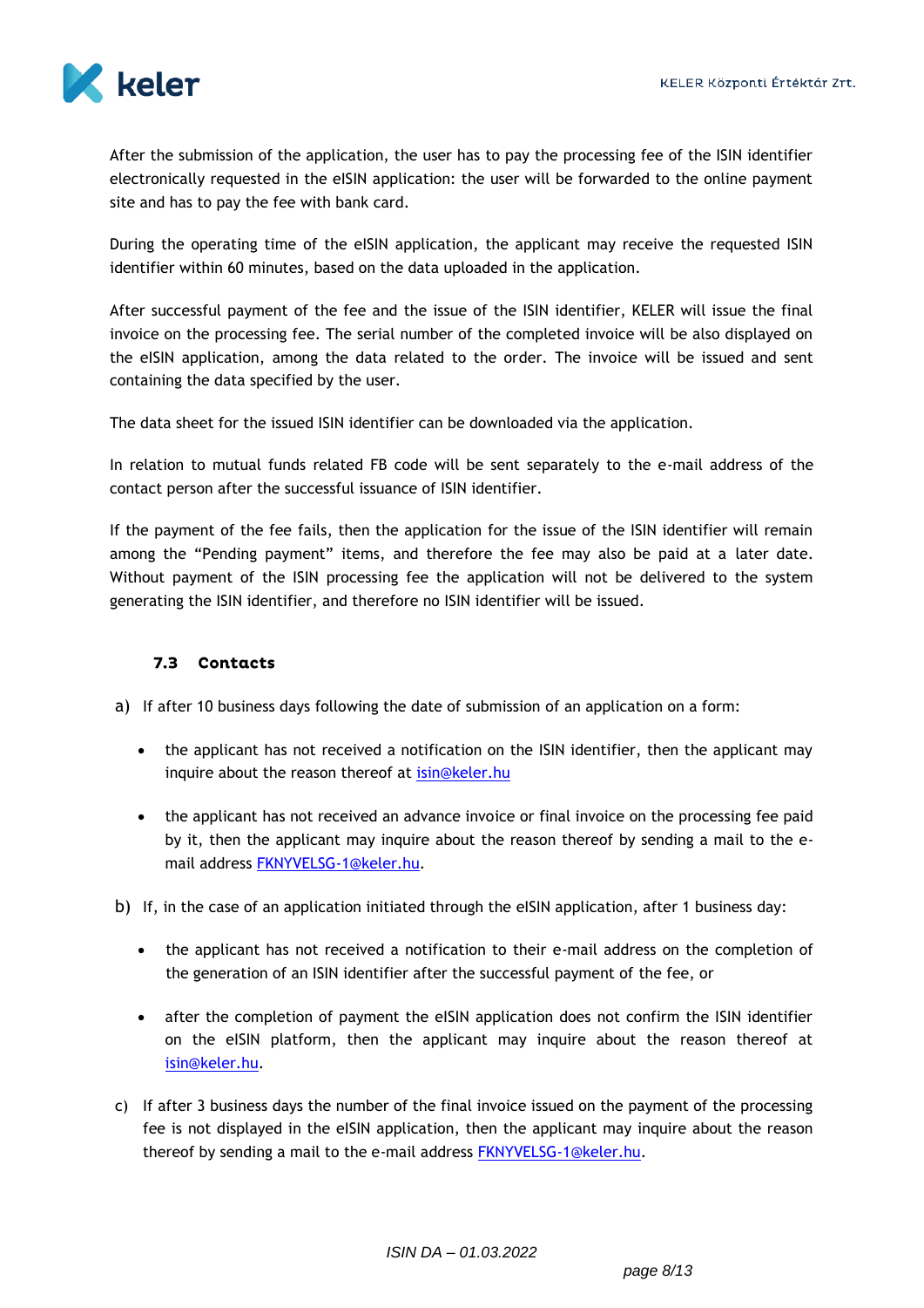After the submission of the application, the user has to pay the processing fee of the ISIN identifier electronically requested in the eISIN application: the user will be forwarded to the online payment site and has to pay the fee with bank card.

During the operating time of the eISIN application, the applicant may receive the requested ISIN identifier within 60 minutes, based on the data uploaded in the application.

After successful payment of the fee and the issue of the ISIN identifier, KELER will issue the final invoice on the processing fee. The serial number of the completed invoice will be also displayed on the eISIN application, among the data related to the order. The invoice will be issued and sent containing the data specified by the user.

The data sheet for the issued ISIN identifier can be downloaded via the application.

In relation to mutual funds related FB code will be sent separately to the e-mail address of the contact person after the successful issuance of ISIN identifier.

If the payment of the fee fails, then the application for the issue of the ISIN identifier will remain among the "Pending payment" items, and therefore the fee may also be paid at a later date. Without payment of the ISIN processing fee the application will not be delivered to the system generating the ISIN identifier, and therefore no ISIN identifier will be issued.

### 7.3 Contacts

a) If after 10 business days following the date of submission of an application on a form:

- the applicant has not received a notification on the ISIN identifier, then the applicant may inquire about the reason thereof at isin@keler.hu

- the applicant has not received an advance invoice or final invoice on the processing fee paid by it, then the applicant may inquire about the reason thereof by sending a mail to the e-mail address FKNYVELSG-1@keler.hu.

b) If, in the case of an application initiated through the eISIN application, after 1 business day:

- the applicant has not received a notification to their e-mail address on the completion of the generation of an ISIN identifier after the successful payment of the fee, or

- after the completion of payment the eISIN application does not confirm the ISIN identifier on the eISIN platform, then the applicant may inquire about the reason thereof at isin@keler.hu.

c) If after 3 business days the number of the final invoice issued on the payment of the processing fee is not displayed in the eISIN application, then the applicant may inquire about the reason thereof by sending a mail to the e-mail address FKNYVELSG-1@keler.hu.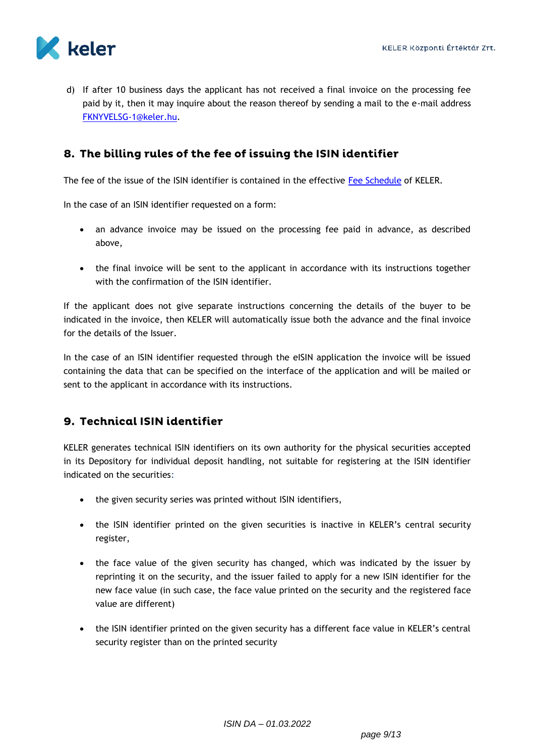d) If after 10 business days the applicant has not received a final invoice on the processing fee paid by it, then it may inquire about the reason thereof by sending a mail to the e-mail address FKNYVELSG-1@keler.hu.

## 8. The billing rules of the fee of issuing the ISIN identifier

The fee of the issue of the ISIN identifier is contained in the effective Fee Schedule of KELER.

In the case of an ISIN identifier requested on a form:

- an advance invoice may be issued on the processing fee paid in advance, as described above,
- the final invoice will be sent to the applicant in accordance with its instructions together with the confirmation of the ISIN identifier.

If the applicant does not give separate instructions concerning the details of the buyer to be indicated in the invoice, then KELER will automatically issue both the advance and the final invoice for the details of the Issuer.

In the case of an ISIN identifier requested through the eISIN application the invoice will be issued containing the data that can be specified on the interface of the application and will be mailed or sent to the applicant in accordance with its instructions.

## 9. Technical ISIN identifier

KELER generates technical ISIN identifiers on its own authority for the physical securities accepted in its Depository for individual deposit handling, not suitable for registering at the ISIN identifier indicated on the securities:

- the given security series was printed without ISIN identifiers,
- the ISIN identifier printed on the given securities is inactive in KELER's central security register,
- the face value of the given security has changed, which was indicated by the issuer by reprinting it on the security, and the issuer failed to apply for a new ISIN identifier for the new face value (in such case, the face value printed on the security and the registered face value are different)
- the ISIN identifier printed on the given security has a different face value in KELER's central security register than on the printed security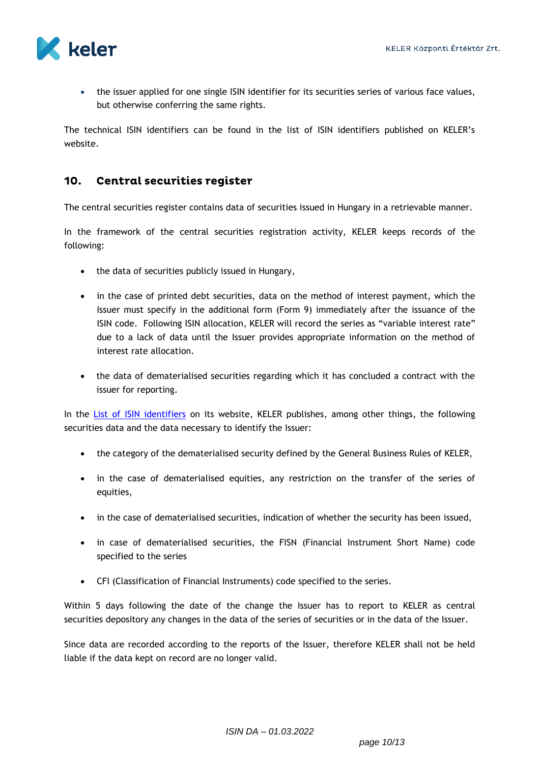- the issuer applied for one single ISIN identifier for its securities series of various face values, but otherwise conferring the same rights.

The technical ISIN identifiers can be found in the list of ISIN identifiers published on KELER's website.

## 10. Central securities register

The central securities register contains data of securities issued in Hungary in a retrievable manner.

In the framework of the central securities registration activity, KELER keeps records of the following:

- the data of securities publicly issued in Hungary,
- in the case of printed debt securities, data on the method of interest payment, which the Issuer must specify in the additional form (Form 9) immediately after the issuance of the ISIN code. Following ISIN allocation, KELER will record the series as "variable interest rate" due to a lack of data until the Issuer provides appropriate information on the method of interest rate allocation.
- the data of dematerialised securities regarding which it has concluded a contract with the issuer for reporting.

In the List of ISIN identifiers on its website, KELER publishes, among other things, the following securities data and the data necessary to identify the Issuer:

- the category of the dematerialised security defined by the General Business Rules of KELER,
- in the case of dematerialised equities, any restriction on the transfer of the series of equities,
- in the case of dematerialised securities, indication of whether the security has been issued,
- in case of dematerialised securities, the FISN (Financial Instrument Short Name) code specified to the series
- CFI (Classification of Financial Instruments) code specified to the series.

Within 5 days following the date of the change the Issuer has to report to KELER as central securities depository any changes in the data of the series of securities or in the data of the Issuer.

Since data are recorded according to the reports of the Issuer, therefore KELER shall not be held liable if the data kept on record are no longer valid.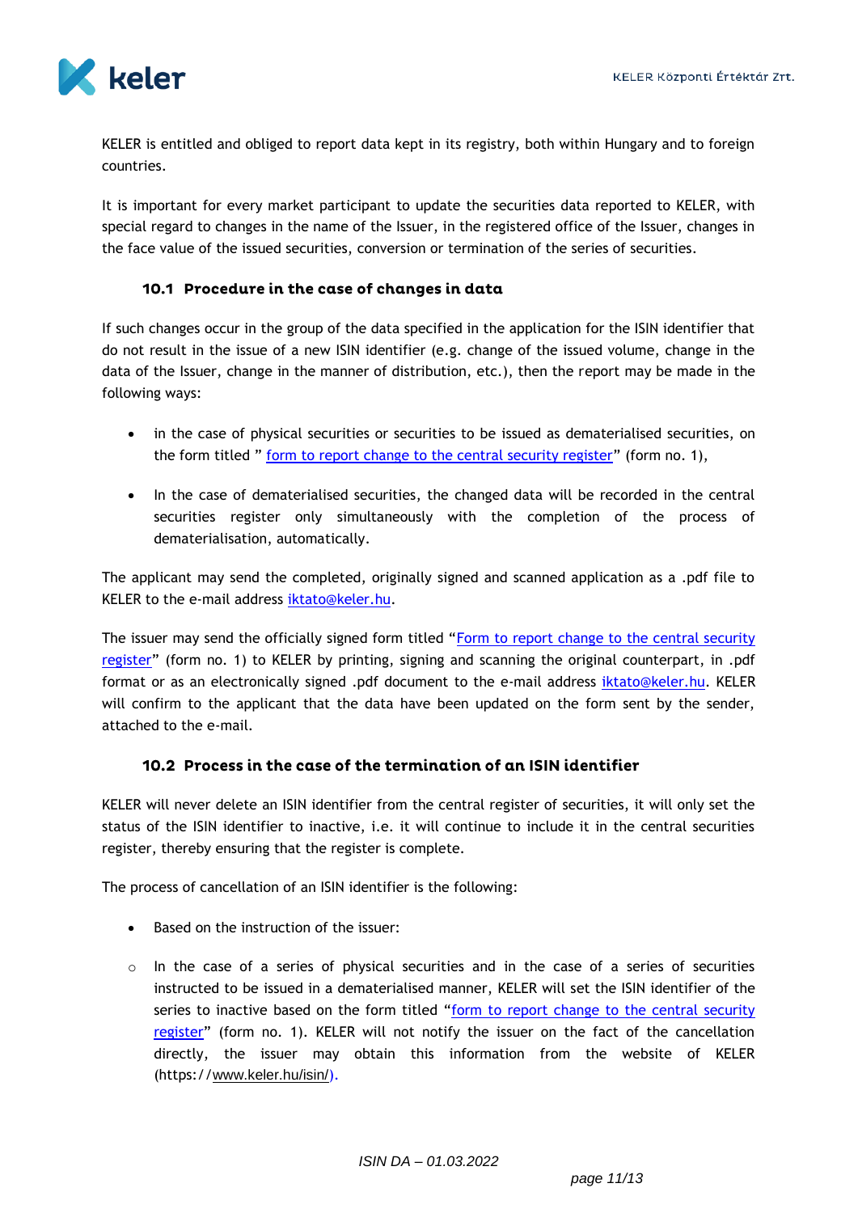KELER is entitled and obliged to report data kept in its registry, both within Hungary and to foreign countries.

It is important for every market participant to update the securities data reported to KELER, with special regard to changes in the name of the Issuer, in the registered office of the Issuer, changes in the face value of the issued securities, conversion or termination of the series of securities.

### 10.1 Procedure in the case of changes in data

If such changes occur in the group of the data specified in the application for the ISIN identifier that do not result in the issue of a new ISIN identifier (e.g. change of the issued volume, change in the data of the Issuer, change in the manner of distribution, etc.), then the report may be made in the following ways:

- in the case of physical securities or securities to be issued as dematerialised securities, on the form titled " form to report change to the central security register" (form no. 1),
- In the case of dematerialised securities, the changed data will be recorded in the central securities register only simultaneously with the completion of the process of dematerialisation, automatically.

The applicant may send the completed, originally signed and scanned application as a .pdf file to KELER to the e-mail address iktato@keler.hu.

The issuer may send the officially signed form titled "Form to report change to the central security register" (form no. 1) to KELER by printing, signing and scanning the original counterpart, in .pdf format or as an electronically signed .pdf document to the e-mail address iktato@keler.hu. KELER will confirm to the applicant that the data have been updated on the form sent by the sender, attached to the e-mail.

### 10.2 Process in the case of the termination of an ISIN identifier

KELER will never delete an ISIN identifier from the central register of securities, it will only set the status of the ISIN identifier to inactive, i.e. it will continue to include it in the central securities register, thereby ensuring that the register is complete.

The process of cancellation of an ISIN identifier is the following:

- Based on the instruction of the issuer:
    - In the case of a series of physical securities and in the case of a series of securities instructed to be issued in a dematerialised manner, KELER will set the ISIN identifier of the series to inactive based on the form titled "form to report change to the central security register" (form no. 1). KELER will not notify the issuer on the fact of the cancellation directly, the issuer may obtain this information from the website of KELER (https://www.keler.hu/isin/).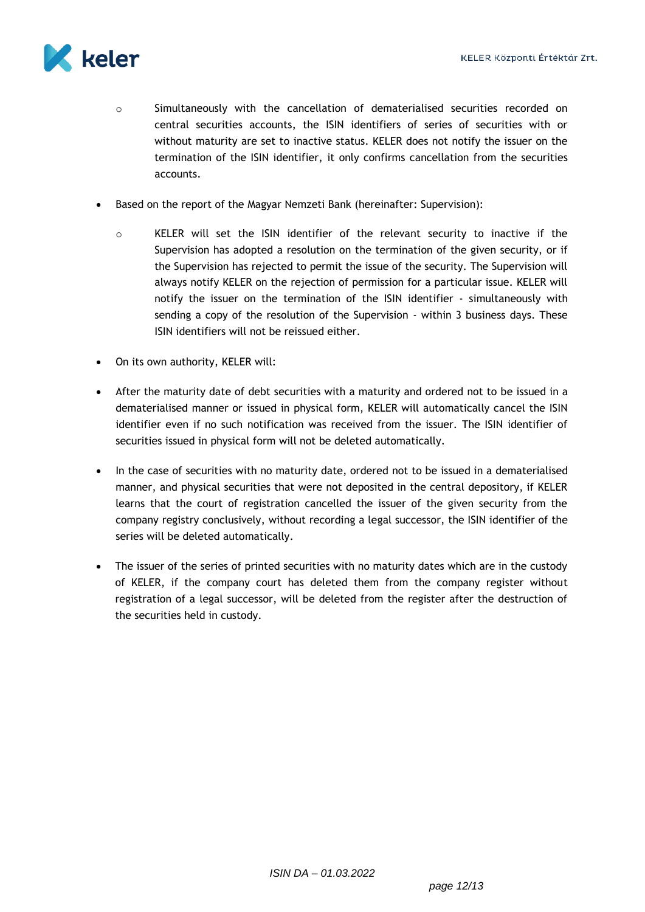- Simultaneously with the cancellation of dematerialised securities recorded on central securities accounts, the ISIN identifiers of series of securities with or without maturity are set to inactive status. KELER does not notify the issuer on the termination of the ISIN identifier, it only confirms cancellation from the securities accounts.

- Based on the report of the Magyar Nemzeti Bank (hereinafter: Supervision):

  - KELER will set the ISIN identifier of the relevant security to inactive if the Supervision has adopted a resolution on the termination of the given security, or if the Supervision has rejected to permit the issue of the security. The Supervision will always notify KELER on the rejection of permission for a particular issue. KELER will notify the issuer on the termination of the ISIN identifier - simultaneously with sending a copy of the resolution of the Supervision - within 3 business days. These ISIN identifiers will not be reissued either.

- On its own authority, KELER will:

- After the maturity date of debt securities with a maturity and ordered not to be issued in a dematerialised manner or issued in physical form, KELER will automatically cancel the ISIN identifier even if no such notification was received from the issuer. The ISIN identifier of securities issued in physical form will not be deleted automatically.

- In the case of securities with no maturity date, ordered not to be issued in a dematerialised manner, and physical securities that were not deposited in the central depository, if KELER learns that the court of registration cancelled the issuer of the given security from the company registry conclusively, without recording a legal successor, the ISIN identifier of the series will be deleted automatically.

- The issuer of the series of printed securities with no maturity dates which are in the custody of KELER, if the company court has deleted them from the company register without registration of a legal successor, will be deleted from the register after the destruction of the securities held in custody.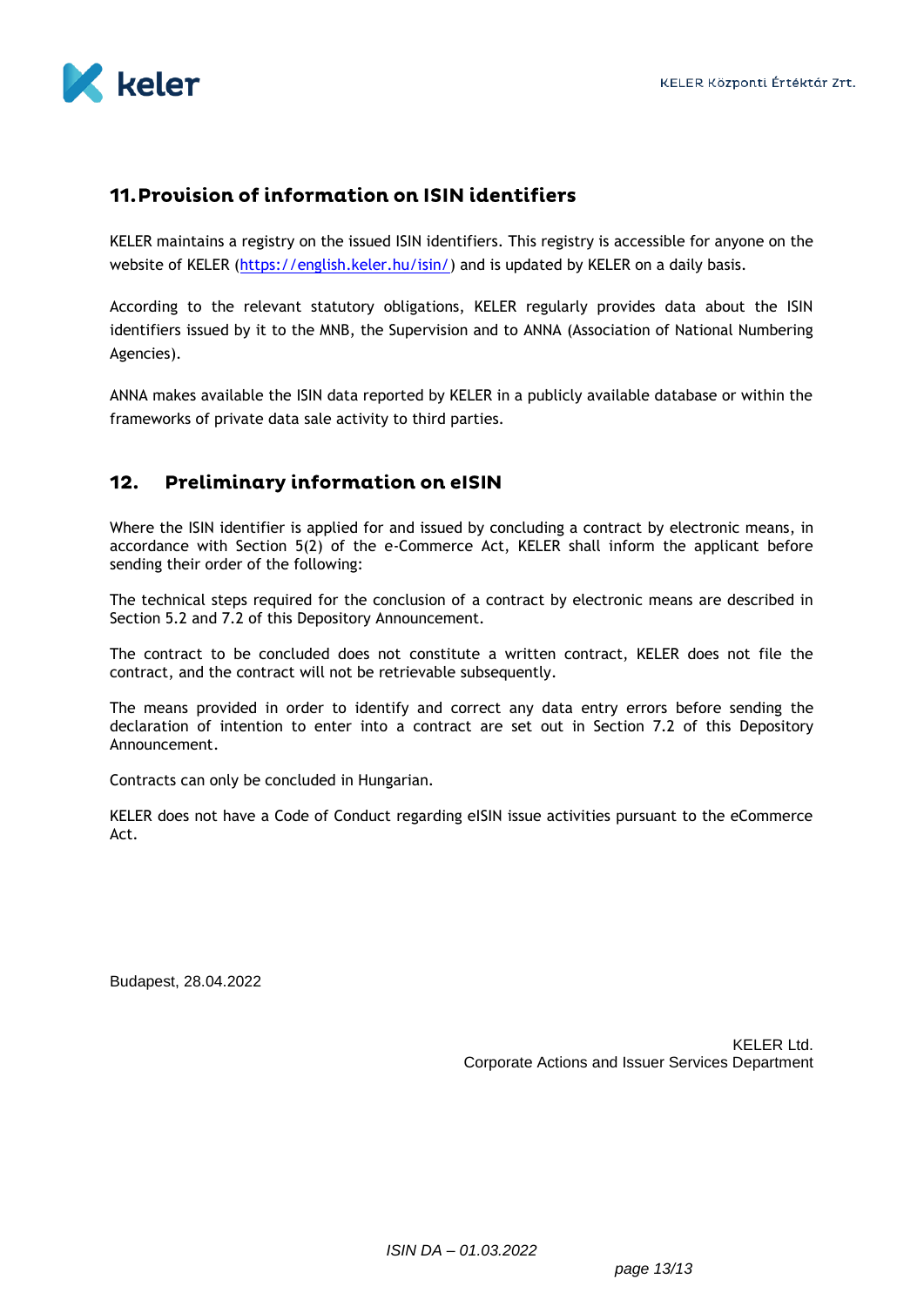## 11. Provision of information on ISIN identifiers

KELER maintains a registry on the issued ISIN identifiers. This registry is accessible for anyone on the website of KELER (https://english.keler.hu/isin/) and is updated by KELER on a daily basis.

According to the relevant statutory obligations, KELER regularly provides data about the ISIN identifiers issued by it to the MNB, the Supervision and to ANNA (Association of National Numbering Agencies).

ANNA makes available the ISIN data reported by KELER in a publicly available database or within the frameworks of private data sale activity to third parties.

## 12. Preliminary information on eISIN

Where the ISIN identifier is applied for and issued by concluding a contract by electronic means, in accordance with Section 5(2) of the e-Commerce Act, KELER shall inform the applicant before sending their order of the following:

The technical steps required for the conclusion of a contract by electronic means are described in Section 5.2 and 7.2 of this Depository Announcement.

The contract to be concluded does not constitute a written contract, KELER does not file the contract, and the contract will not be retrievable subsequently.

The means provided in order to identify and correct any data entry errors before sending the declaration of intention to enter into a contract are set out in Section 7.2 of this Depository Announcement.

Contracts can only be concluded in Hungarian.

KELER does not have a Code of Conduct regarding eISIN issue activities pursuant to the eCommerce Act.

Budapest, 28.04.2022

KELER Ltd.
Corporate Actions and Issuer Services Department